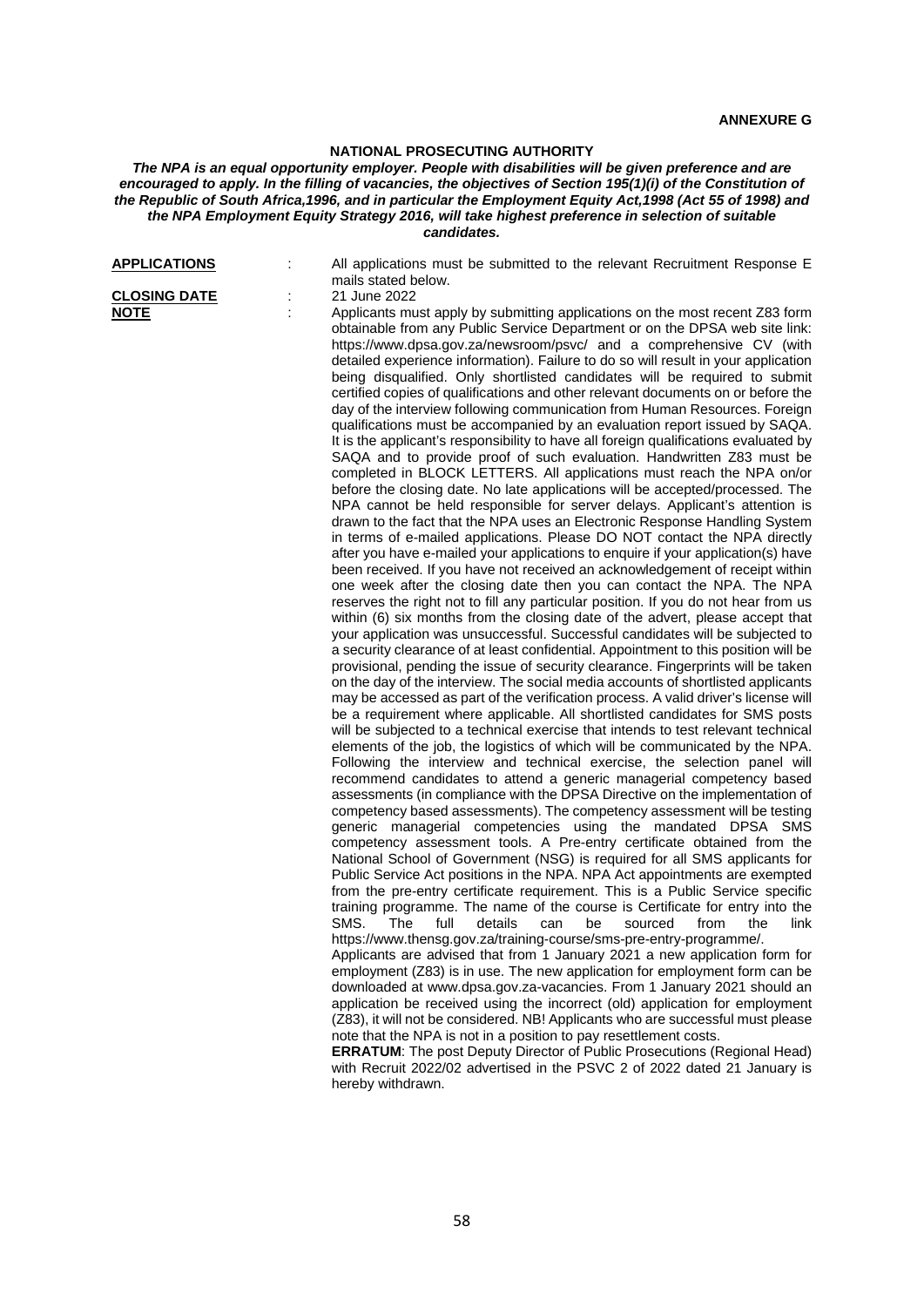**ANNEXURE G**

# NATIONAL PROSECUTING AUTHORITY

***The NPA is an equal opportunity employer. People with disabilities will be given preference and are encouraged to apply. In the filling of vacancies, the objectives of Section 195(1)(i) of the Constitution of the Republic of South Africa,1996, and in particular the Employment Equity Act,1998 (Act 55 of 1998) and the NPA Employment Equity Strategy 2016, will take highest preference in selection of suitable candidates.***

**APPLICATIONS** : All applications must be submitted to the relevant Recruitment Response E mails stated below.

**CLOSING DATE** : 21 June 2022

**NOTE** : Applicants must apply by submitting applications on the most recent Z83 form obtainable from any Public Service Department or on the DPSA web site link: https://www.dpsa.gov.za/newsroom/psvc/ and a comprehensive CV (with detailed experience information). Failure to do so will result in your application being disqualified. Only shortlisted candidates will be required to submit certified copies of qualifications and other relevant documents on or before the day of the interview following communication from Human Resources. Foreign qualifications must be accompanied by an evaluation report issued by SAQA. It is the applicant's responsibility to have all foreign qualifications evaluated by SAQA and to provide proof of such evaluation. Handwritten Z83 must be completed in BLOCK LETTERS. All applications must reach the NPA on/or before the closing date. No late applications will be accepted/processed. The NPA cannot be held responsible for server delays. Applicant's attention is drawn to the fact that the NPA uses an Electronic Response Handling System in terms of e-mailed applications. Please DO NOT contact the NPA directly after you have e-mailed your applications to enquire if your application(s) have been received. If you have not received an acknowledgement of receipt within one week after the closing date then you can contact the NPA. The NPA reserves the right not to fill any particular position. If you do not hear from us within (6) six months from the closing date of the advert, please accept that your application was unsuccessful. Successful candidates will be subjected to a security clearance of at least confidential. Appointment to this position will be provisional, pending the issue of security clearance. Fingerprints will be taken on the day of the interview. The social media accounts of shortlisted applicants may be accessed as part of the verification process. A valid driver's license will be a requirement where applicable. All shortlisted candidates for SMS posts will be subjected to a technical exercise that intends to test relevant technical elements of the job, the logistics of which will be communicated by the NPA. Following the interview and technical exercise, the selection panel will recommend candidates to attend a generic managerial competency based assessments (in compliance with the DPSA Directive on the implementation of competency based assessments). The competency assessment will be testing generic managerial competencies using the mandated DPSA SMS competency assessment tools. A Pre-entry certificate obtained from the National School of Government (NSG) is required for all SMS applicants for Public Service Act positions in the NPA. NPA Act appointments are exempted from the pre-entry certificate requirement. This is a Public Service specific training programme. The name of the course is Certificate for entry into the SMS. The full details can be sourced from the link https://www.thensg.gov.za/training-course/sms-pre-entry-programme/.
Applicants are advised that from 1 January 2021 a new application form for employment (Z83) is in use. The new application for employment form can be downloaded at www.dpsa.gov.za-vacancies. From 1 January 2021 should an application be received using the incorrect (old) application for employment (Z83), it will not be considered. NB! Applicants who are successful must please note that the NPA is not in a position to pay resettlement costs.
**ERRATUM**: The post Deputy Director of Public Prosecutions (Regional Head) with Recruit 2022/02 advertised in the PSVC 2 of 2022 dated 21 January is hereby withdrawn.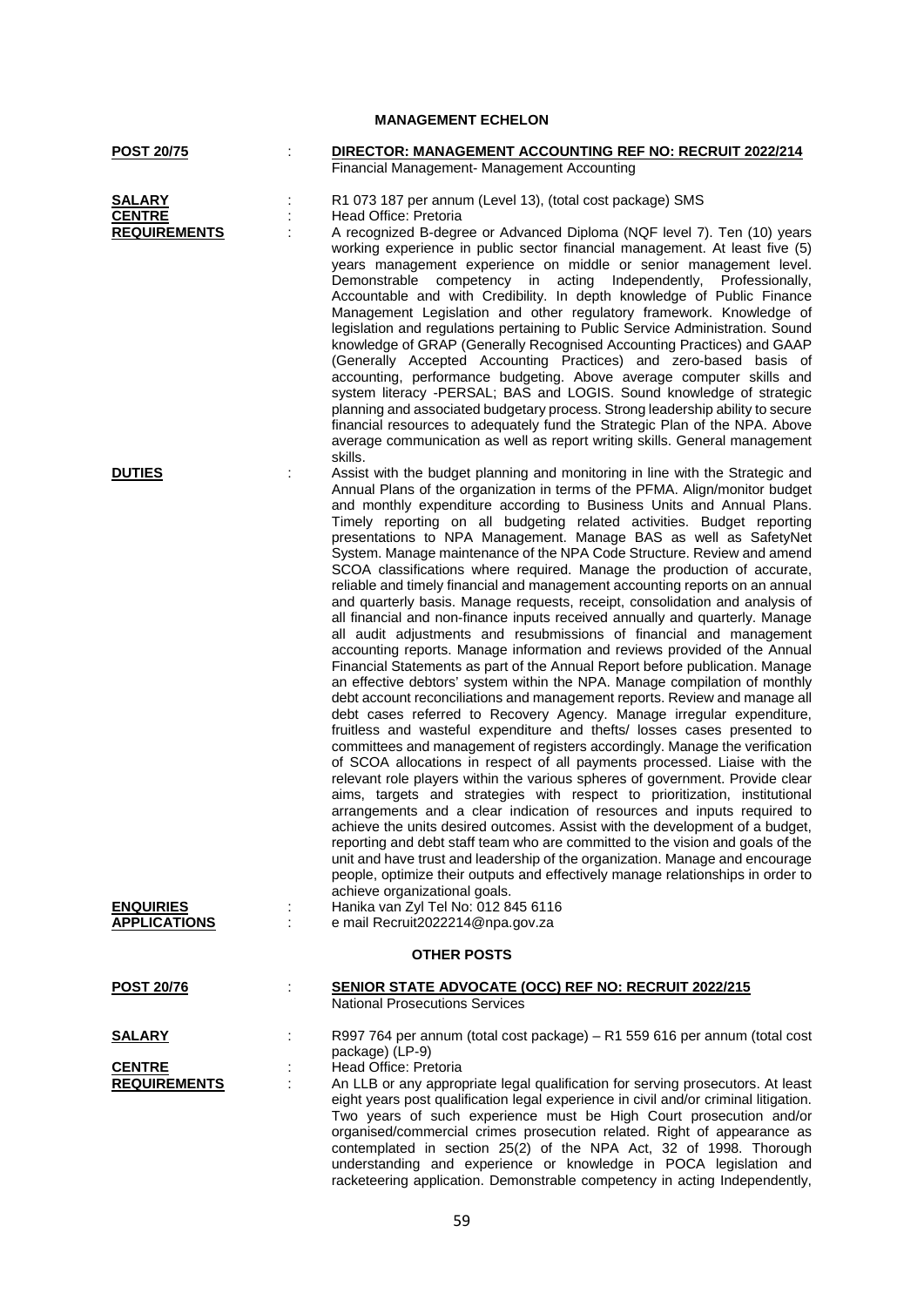## MANAGEMENT ECHELON

**POST 20/75** : **DIRECTOR: MANAGEMENT ACCOUNTING REF NO: RECRUIT 2022/214**
Financial Management- Management Accounting

**SALARY** : R1 073 187 per annum (Level 13), (total cost package) SMS

**CENTRE** : Head Office: Pretoria

**REQUIREMENTS** : A recognized B-degree or Advanced Diploma (NQF level 7). Ten (10) years working experience in public sector financial management. At least five (5) years management experience on middle or senior management level. Demonstrable competency in acting Independently, Professionally, Accountable and with Credibility. In depth knowledge of Public Finance Management Legislation and other regulatory framework. Knowledge of legislation and regulations pertaining to Public Service Administration. Sound knowledge of GRAP (Generally Recognised Accounting Practices) and GAAP (Generally Accepted Accounting Practices) and zero-based basis of accounting, performance budgeting. Above average computer skills and system literacy -PERSAL; BAS and LOGIS. Sound knowledge of strategic planning and associated budgetary process. Strong leadership ability to secure financial resources to adequately fund the Strategic Plan of the NPA. Above average communication as well as report writing skills. General management skills.

**DUTIES** : Assist with the budget planning and monitoring in line with the Strategic and Annual Plans of the organization in terms of the PFMA. Align/monitor budget and monthly expenditure according to Business Units and Annual Plans. Timely reporting on all budgeting related activities. Budget reporting presentations to NPA Management. Manage BAS as well as SafetyNet System. Manage maintenance of the NPA Code Structure. Review and amend SCOA classifications where required. Manage the production of accurate, reliable and timely financial and management accounting reports on an annual and quarterly basis. Manage requests, receipt, consolidation and analysis of all financial and non-finance inputs received annually and quarterly. Manage all audit adjustments and resubmissions of financial and management accounting reports. Manage information and reviews provided of the Annual Financial Statements as part of the Annual Report before publication. Manage an effective debtors' system within the NPA. Manage compilation of monthly debt account reconciliations and management reports. Review and manage all debt cases referred to Recovery Agency. Manage irregular expenditure, fruitless and wasteful expenditure and thefts/ losses cases presented to committees and management of registers accordingly. Manage the verification of SCOA allocations in respect of all payments processed. Liaise with the relevant role players within the various spheres of government. Provide clear aims, targets and strategies with respect to prioritization, institutional arrangements and a clear indication of resources and inputs required to achieve the units desired outcomes. Assist with the development of a budget, reporting and debt staff team who are committed to the vision and goals of the unit and have trust and leadership of the organization. Manage and encourage people, optimize their outputs and effectively manage relationships in order to achieve organizational goals.

**ENQUIRIES** : Hanika van Zyl Tel No: 012 845 6116

**APPLICATIONS** : e mail Recruit2022214@npa.gov.za

## OTHER POSTS

**POST 20/76** : **SENIOR STATE ADVOCATE (OCC) REF NO: RECRUIT 2022/215**
National Prosecutions Services

**SALARY** : R997 764 per annum (total cost package) – R1 559 616 per annum (total cost package) (LP-9)

**CENTRE** : Head Office: Pretoria

**REQUIREMENTS** : An LLB or any appropriate legal qualification for serving prosecutors. At least eight years post qualification legal experience in civil and/or criminal litigation. Two years of such experience must be High Court prosecution and/or organised/commercial crimes prosecution related. Right of appearance as contemplated in section 25(2) of the NPA Act, 32 of 1998. Thorough understanding and experience or knowledge in POCA legislation and racketeering application. Demonstrable competency in acting Independently,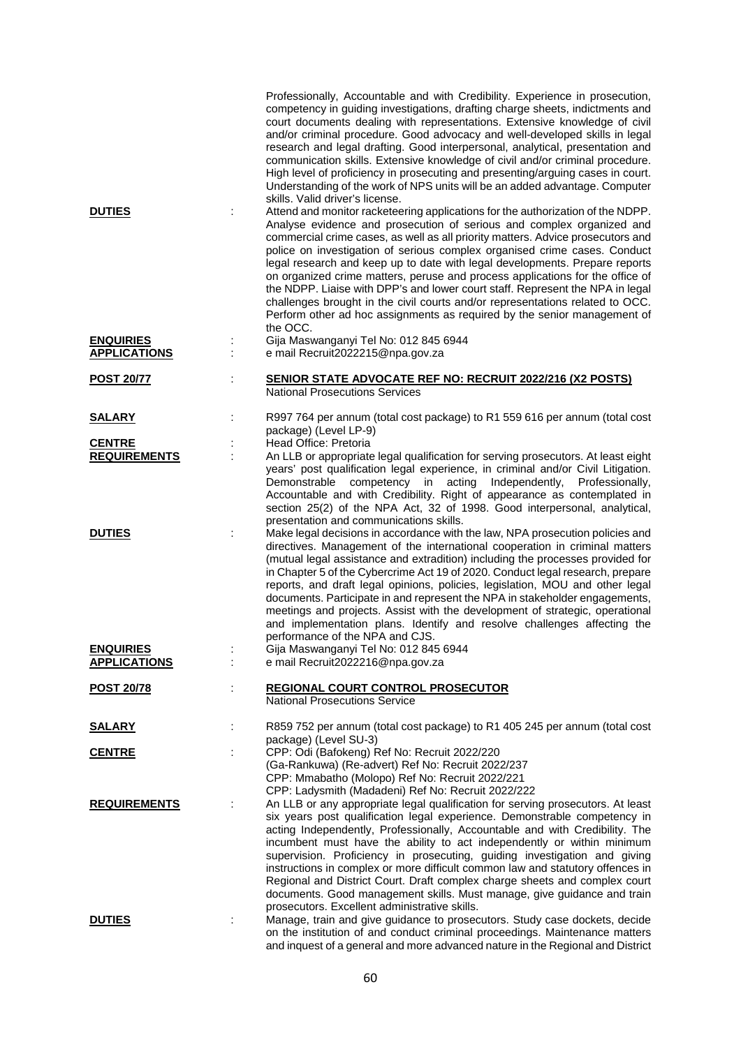Professionally, Accountable and with Credibility. Experience in prosecution, competency in guiding investigations, drafting charge sheets, indictments and court documents dealing with representations. Extensive knowledge of civil and/or criminal procedure. Good advocacy and well-developed skills in legal research and legal drafting. Good interpersonal, analytical, presentation and communication skills. Extensive knowledge of civil and/or criminal procedure. High level of proficiency in prosecuting and presenting/arguing cases in court. Understanding of the work of NPS units will be an added advantage. Computer skills. Valid driver's license.

**DUTIES** : Attend and monitor racketeering applications for the authorization of the NDPP. Analyse evidence and prosecution of serious and complex organized and commercial crime cases, as well as all priority matters. Advice prosecutors and police on investigation of serious complex organised crime cases. Conduct legal research and keep up to date with legal developments. Prepare reports on organized crime matters, peruse and process applications for the office of the NDPP. Liaise with DPP's and lower court staff. Represent the NPA in legal challenges brought in the civil courts and/or representations related to OCC. Perform other ad hoc assignments as required by the senior management of the OCC.

**ENQUIRIES** : Gija Maswanganyi Tel No: 012 845 6944

**APPLICATIONS** : e mail Recruit2022215@npa.gov.za

**POST 20/77** : **SENIOR STATE ADVOCATE REF NO: RECRUIT 2022/216 (X2 POSTS)**
National Prosecutions Services

**SALARY** : R997 764 per annum (total cost package) to R1 559 616 per annum (total cost package) (Level LP-9)

**CENTRE** : Head Office: Pretoria

**REQUIREMENTS** : An LLB or appropriate legal qualification for serving prosecutors. At least eight years' post qualification legal experience, in criminal and/or Civil Litigation. Demonstrable competency in acting Independently, Professionally, Accountable and with Credibility. Right of appearance as contemplated in section 25(2) of the NPA Act, 32 of 1998. Good interpersonal, analytical, presentation and communications skills.

**DUTIES** : Make legal decisions in accordance with the law, NPA prosecution policies and directives. Management of the international cooperation in criminal matters (mutual legal assistance and extradition) including the processes provided for in Chapter 5 of the Cybercrime Act 19 of 2020. Conduct legal research, prepare reports, and draft legal opinions, policies, legislation, MOU and other legal documents. Participate in and represent the NPA in stakeholder engagements, meetings and projects. Assist with the development of strategic, operational and implementation plans. Identify and resolve challenges affecting the performance of the NPA and CJS.

**ENQUIRIES** : Gija Maswanganyi Tel No: 012 845 6944

**APPLICATIONS** : e mail Recruit2022216@npa.gov.za

**POST 20/78** : **REGIONAL COURT CONTROL PROSECUTOR**
National Prosecutions Service

**SALARY** : R859 752 per annum (total cost package) to R1 405 245 per annum (total cost package) (Level SU-3)

**CENTRE** : CPP: Odi (Bafokeng) Ref No: Recruit 2022/220
(Ga-Rankuwa) (Re-advert) Ref No: Recruit 2022/237
CPP: Mmabatho (Molopo) Ref No: Recruit 2022/221
CPP: Ladysmith (Madadeni) Ref No: Recruit 2022/222

**REQUIREMENTS** : An LLB or any appropriate legal qualification for serving prosecutors. At least six years post qualification legal experience. Demonstrable competency in acting Independently, Professionally, Accountable and with Credibility. The incumbent must have the ability to act independently or within minimum supervision. Proficiency in prosecuting, guiding investigation and giving instructions in complex or more difficult common law and statutory offences in Regional and District Court. Draft complex charge sheets and complex court documents. Good management skills. Must manage, give guidance and train prosecutors. Excellent administrative skills.

**DUTIES** : Manage, train and give guidance to prosecutors. Study case dockets, decide on the institution of and conduct criminal proceedings. Maintenance matters and inquest of a general and more advanced nature in the Regional and District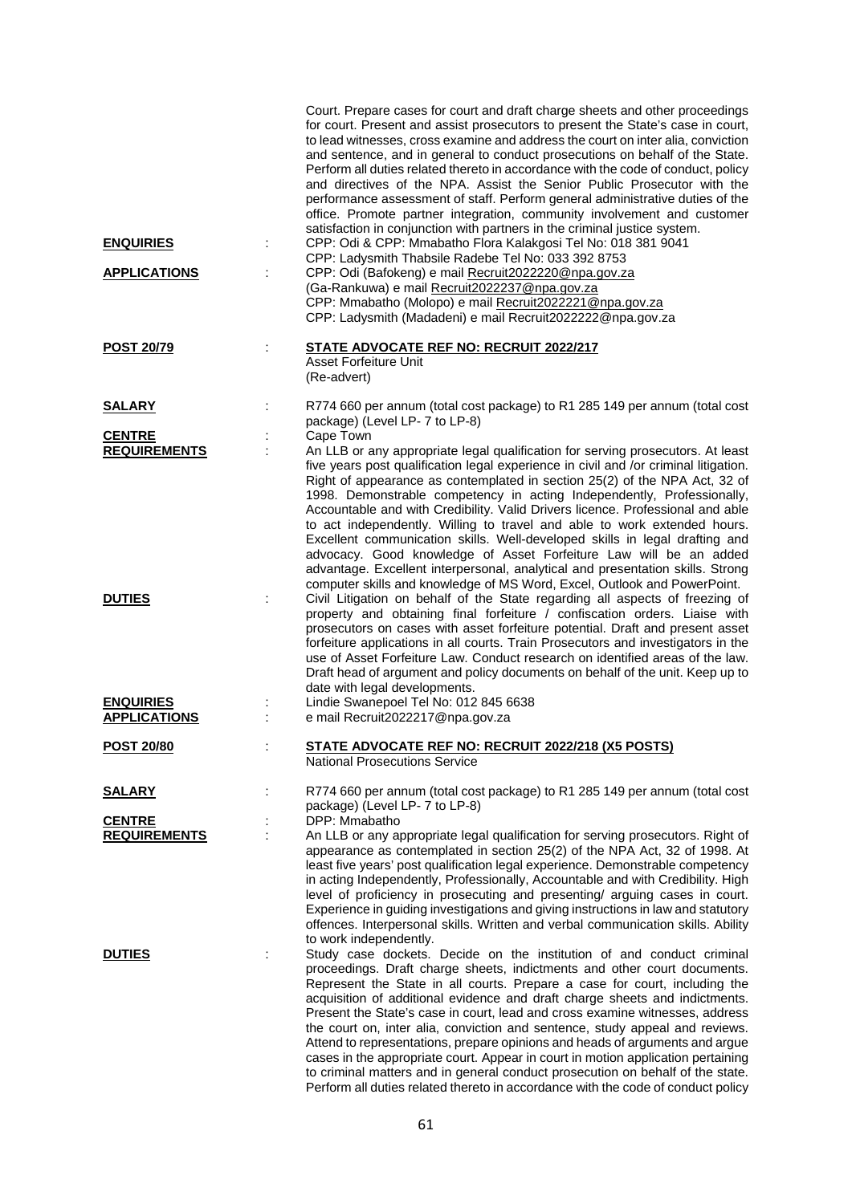Court. Prepare cases for court and draft charge sheets and other proceedings for court. Present and assist prosecutors to present the State's case in court, to lead witnesses, cross examine and address the court on inter alia, conviction and sentence, and in general to conduct prosecutions on behalf of the State. Perform all duties related thereto in accordance with the code of conduct, policy and directives of the NPA. Assist the Senior Public Prosecutor with the performance assessment of staff. Perform general administrative duties of the office. Promote partner integration, community involvement and customer satisfaction in conjunction with partners in the criminal justice system.

**ENQUIRIES** : CPP: Odi & CPP: Mmabatho Flora Kalakgosi Tel No: 018 381 9041
CPP: Ladysmith Thabsile Radebe Tel No: 033 392 8753

**APPLICATIONS** : CPP: Odi (Bafokeng) e mail Recruit2022220@npa.gov.za
(Ga-Rankuwa) e mail Recruit2022237@npa.gov.za
CPP: Mmabatho (Molopo) e mail Recruit2022221@npa.gov.za
CPP: Ladysmith (Madadeni) e mail Recruit2022222@npa.gov.za

**POST 20/79** : **STATE ADVOCATE REF NO: RECRUIT 2022/217**
Asset Forfeiture Unit
(Re-advert)

**SALARY** : R774 660 per annum (total cost package) to R1 285 149 per annum (total cost package) (Level LP- 7 to LP-8)

**CENTRE** : Cape Town

**REQUIREMENTS** : An LLB or any appropriate legal qualification for serving prosecutors. At least five years post qualification legal experience in civil and /or criminal litigation. Right of appearance as contemplated in section 25(2) of the NPA Act, 32 of 1998. Demonstrable competency in acting Independently, Professionally, Accountable and with Credibility. Valid Drivers licence. Professional and able to act independently. Willing to travel and able to work extended hours. Excellent communication skills. Well-developed skills in legal drafting and advocacy. Good knowledge of Asset Forfeiture Law will be an added advantage. Excellent interpersonal, analytical and presentation skills. Strong computer skills and knowledge of MS Word, Excel, Outlook and PowerPoint.

**DUTIES** : Civil Litigation on behalf of the State regarding all aspects of freezing of property and obtaining final forfeiture / confiscation orders. Liaise with prosecutors on cases with asset forfeiture potential. Draft and present asset forfeiture applications in all courts. Train Prosecutors and investigators in the use of Asset Forfeiture Law. Conduct research on identified areas of the law. Draft head of argument and policy documents on behalf of the unit. Keep up to date with legal developments.

**ENQUIRIES** : Lindie Swanepoel Tel No: 012 845 6638

**APPLICATIONS** : e mail Recruit2022217@npa.gov.za

**POST 20/80** : **STATE ADVOCATE REF NO: RECRUIT 2022/218 (X5 POSTS)**
National Prosecutions Service

**SALARY** : R774 660 per annum (total cost package) to R1 285 149 per annum (total cost package) (Level LP- 7 to LP-8)

**CENTRE** : DPP: Mmabatho

**REQUIREMENTS** : An LLB or any appropriate legal qualification for serving prosecutors. Right of appearance as contemplated in section 25(2) of the NPA Act, 32 of 1998. At least five years' post qualification legal experience. Demonstrable competency in acting Independently, Professionally, Accountable and with Credibility. High level of proficiency in prosecuting and presenting/ arguing cases in court. Experience in guiding investigations and giving instructions in law and statutory offences. Interpersonal skills. Written and verbal communication skills. Ability to work independently.

**DUTIES** : Study case dockets. Decide on the institution of and conduct criminal proceedings. Draft charge sheets, indictments and other court documents. Represent the State in all courts. Prepare a case for court, including the acquisition of additional evidence and draft charge sheets and indictments. Present the State's case in court, lead and cross examine witnesses, address the court on, inter alia, conviction and sentence, study appeal and reviews. Attend to representations, prepare opinions and heads of arguments and argue cases in the appropriate court. Appear in court in motion application pertaining to criminal matters and in general conduct prosecution on behalf of the state. Perform all duties related thereto in accordance with the code of conduct policy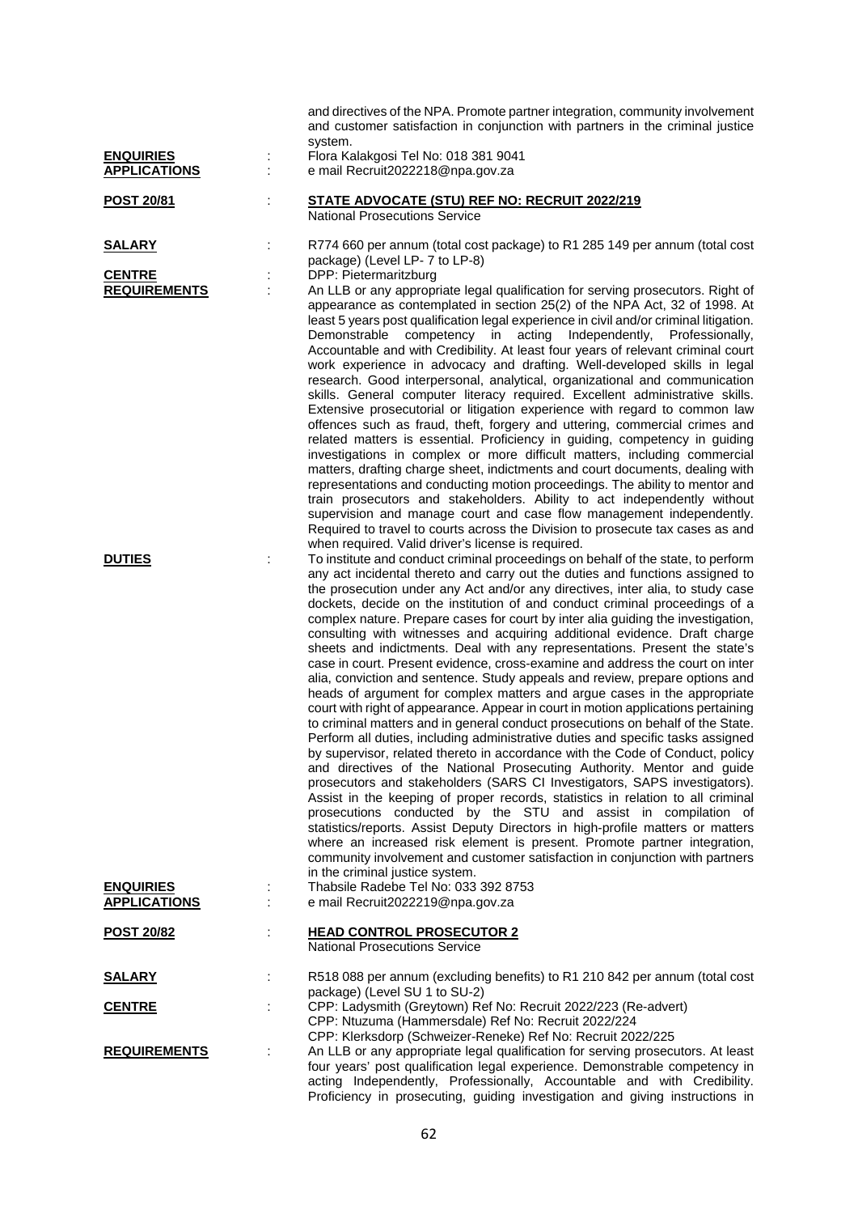and directives of the NPA. Promote partner integration, community involvement and customer satisfaction in conjunction with partners in the criminal justice system.

**ENQUIRIES** : Flora Kalakgosi Tel No: 018 381 9041

**APPLICATIONS** : e mail Recruit2022218@npa.gov.za

**POST 20/81** : **STATE ADVOCATE (STU) REF NO: RECRUIT 2022/219**
National Prosecutions Service

**SALARY** : R774 660 per annum (total cost package) to R1 285 149 per annum (total cost package) (Level LP- 7 to LP-8)

**CENTRE** : DPP: Pietermaritzburg

**REQUIREMENTS** : An LLB or any appropriate legal qualification for serving prosecutors. Right of appearance as contemplated in section 25(2) of the NPA Act, 32 of 1998. At least 5 years post qualification legal experience in civil and/or criminal litigation. Demonstrable competency in acting Independently, Professionally, Accountable and with Credibility. At least four years of relevant criminal court work experience in advocacy and drafting. Well-developed skills in legal research. Good interpersonal, analytical, organizational and communication skills. General computer literacy required. Excellent administrative skills. Extensive prosecutorial or litigation experience with regard to common law offences such as fraud, theft, forgery and uttering, commercial crimes and related matters is essential. Proficiency in guiding, competency in guiding investigations in complex or more difficult matters, including commercial matters, drafting charge sheet, indictments and court documents, dealing with representations and conducting motion proceedings. The ability to mentor and train prosecutors and stakeholders. Ability to act independently without supervision and manage court and case flow management independently. Required to travel to courts across the Division to prosecute tax cases as and when required. Valid driver's license is required.

**DUTIES** : To institute and conduct criminal proceedings on behalf of the state, to perform any act incidental thereto and carry out the duties and functions assigned to the prosecution under any Act and/or any directives, inter alia, to study case dockets, decide on the institution of and conduct criminal proceedings of a complex nature. Prepare cases for court by inter alia guiding the investigation, consulting with witnesses and acquiring additional evidence. Draft charge sheets and indictments. Deal with any representations. Present the state's case in court. Present evidence, cross-examine and address the court on inter alia, conviction and sentence. Study appeals and review, prepare options and heads of argument for complex matters and argue cases in the appropriate court with right of appearance. Appear in court in motion applications pertaining to criminal matters and in general conduct prosecutions on behalf of the State. Perform all duties, including administrative duties and specific tasks assigned by supervisor, related thereto in accordance with the Code of Conduct, policy and directives of the National Prosecuting Authority. Mentor and guide prosecutors and stakeholders (SARS CI Investigators, SAPS investigators). Assist in the keeping of proper records, statistics in relation to all criminal prosecutions conducted by the STU and assist in compilation of statistics/reports. Assist Deputy Directors in high-profile matters or matters where an increased risk element is present. Promote partner integration, community involvement and customer satisfaction in conjunction with partners in the criminal justice system.

**ENQUIRIES** : Thabsile Radebe Tel No: 033 392 8753

**APPLICATIONS** : e mail Recruit2022219@npa.gov.za

**POST 20/82** : **HEAD CONTROL PROSECUTOR 2**
National Prosecutions Service

**SALARY** : R518 088 per annum (excluding benefits) to R1 210 842 per annum (total cost package) (Level SU 1 to SU-2)

**CENTRE** : CPP: Ladysmith (Greytown) Ref No: Recruit 2022/223 (Re-advert)
CPP: Ntuzuma (Hammersdale) Ref No: Recruit 2022/224
CPP: Klerksdorp (Schweizer-Reneke) Ref No: Recruit 2022/225

**REQUIREMENTS** : An LLB or any appropriate legal qualification for serving prosecutors. At least four years' post qualification legal experience. Demonstrable competency in acting Independently, Professionally, Accountable and with Credibility. Proficiency in prosecuting, guiding investigation and giving instructions in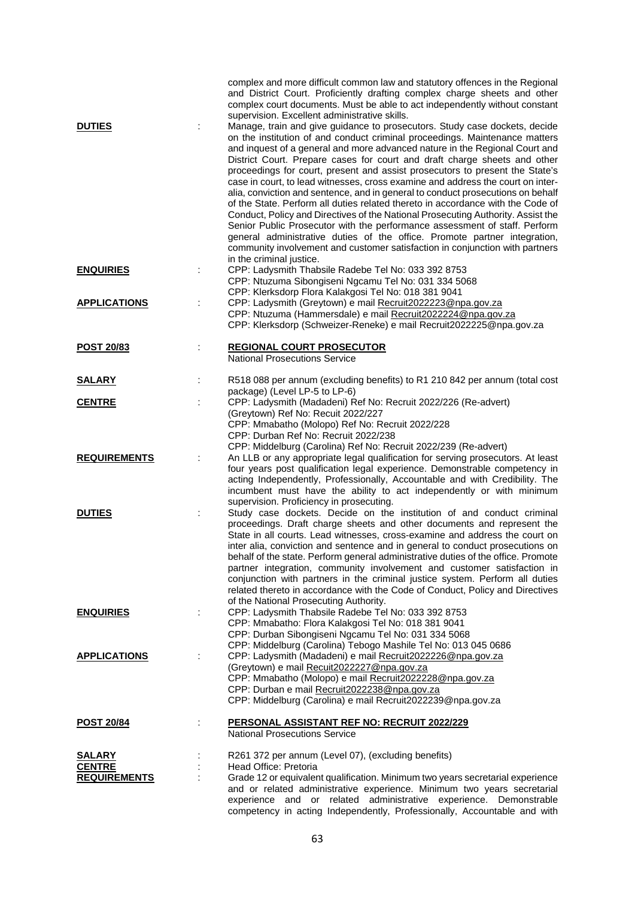complex and more difficult common law and statutory offences in the Regional and District Court. Proficiently drafting complex charge sheets and other complex court documents. Must be able to act independently without constant supervision. Excellent administrative skills.

**DUTIES** : Manage, train and give guidance to prosecutors. Study case dockets, decide on the institution of and conduct criminal proceedings. Maintenance matters and inquest of a general and more advanced nature in the Regional Court and District Court. Prepare cases for court and draft charge sheets and other proceedings for court, present and assist prosecutors to present the State's case in court, to lead witnesses, cross examine and address the court on inter-alia, conviction and sentence, and in general to conduct prosecutions on behalf of the State. Perform all duties related thereto in accordance with the Code of Conduct, Policy and Directives of the National Prosecuting Authority. Assist the Senior Public Prosecutor with the performance assessment of staff. Perform general administrative duties of the office. Promote partner integration, community involvement and customer satisfaction in conjunction with partners in the criminal justice.

**ENQUIRIES** : CPP: Ladysmith Thabsile Radebe Tel No: 033 392 8753
CPP: Ntuzuma Sibongiseni Ngcamu Tel No: 031 334 5068
CPP: Klerksdorp Flora Kalakgosi Tel No: 018 381 9041

**APPLICATIONS** : CPP: Ladysmith (Greytown) e mail Recruit2022223@npa.gov.za
CPP: Ntuzuma (Hammersdale) e mail Recruit2022224@npa.gov.za
CPP: Klerksdorp (Schweizer-Reneke) e mail Recruit2022225@npa.gov.za

**POST 20/83** : **REGIONAL COURT PROSECUTOR**
National Prosecutions Service

**SALARY** : R518 088 per annum (excluding benefits) to R1 210 842 per annum (total cost package) (Level LP-5 to LP-6)

**CENTRE** : CPP: Ladysmith (Madadeni) Ref No: Recruit 2022/226 (Re-advert)
(Greytown) Ref No: Recuit 2022/227
CPP: Mmabatho (Molopo) Ref No: Recruit 2022/228
CPP: Durban Ref No: Recruit 2022/238
CPP: Middelburg (Carolina) Ref No: Recruit 2022/239 (Re-advert)

**REQUIREMENTS** : An LLB or any appropriate legal qualification for serving prosecutors. At least four years post qualification legal experience. Demonstrable competency in acting Independently, Professionally, Accountable and with Credibility. The incumbent must have the ability to act independently or with minimum supervision. Proficiency in prosecuting.

**DUTIES** : Study case dockets. Decide on the institution of and conduct criminal proceedings. Draft charge sheets and other documents and represent the State in all courts. Lead witnesses, cross-examine and address the court on inter alia, conviction and sentence and in general to conduct prosecutions on behalf of the state. Perform general administrative duties of the office. Promote partner integration, community involvement and customer satisfaction in conjunction with partners in the criminal justice system. Perform all duties related thereto in accordance with the Code of Conduct, Policy and Directives of the National Prosecuting Authority.

**ENQUIRIES** : CPP: Ladysmith Thabsile Radebe Tel No: 033 392 8753
CPP: Mmabatho: Flora Kalakgosi Tel No: 018 381 9041
CPP: Durban Sibongiseni Ngcamu Tel No: 031 334 5068
CPP: Middelburg (Carolina) Tebogo Mashile Tel No: 013 045 0686

**APPLICATIONS** : CPP: Ladysmith (Madadeni) e mail Recruit2022226@npa.gov.za
(Greytown) e mail Recuit2022227@npa.gov.za
CPP: Mmabatho (Molopo) e mail Recruit2022228@npa.gov.za
CPP: Durban e mail Recruit2022238@npa.gov.za
CPP: Middelburg (Carolina) e mail Recruit2022239@npa.gov.za

**POST 20/84** : **PERSONAL ASSISTANT REF NO: RECRUIT 2022/229**
National Prosecutions Service

**SALARY** : R261 372 per annum (Level 07), (excluding benefits)

**CENTRE** : Head Office: Pretoria

**REQUIREMENTS** : Grade 12 or equivalent qualification. Minimum two years secretarial experience and or related administrative experience. Minimum two years secretarial experience and or related administrative experience. Demonstrable competency in acting Independently, Professionally, Accountable and with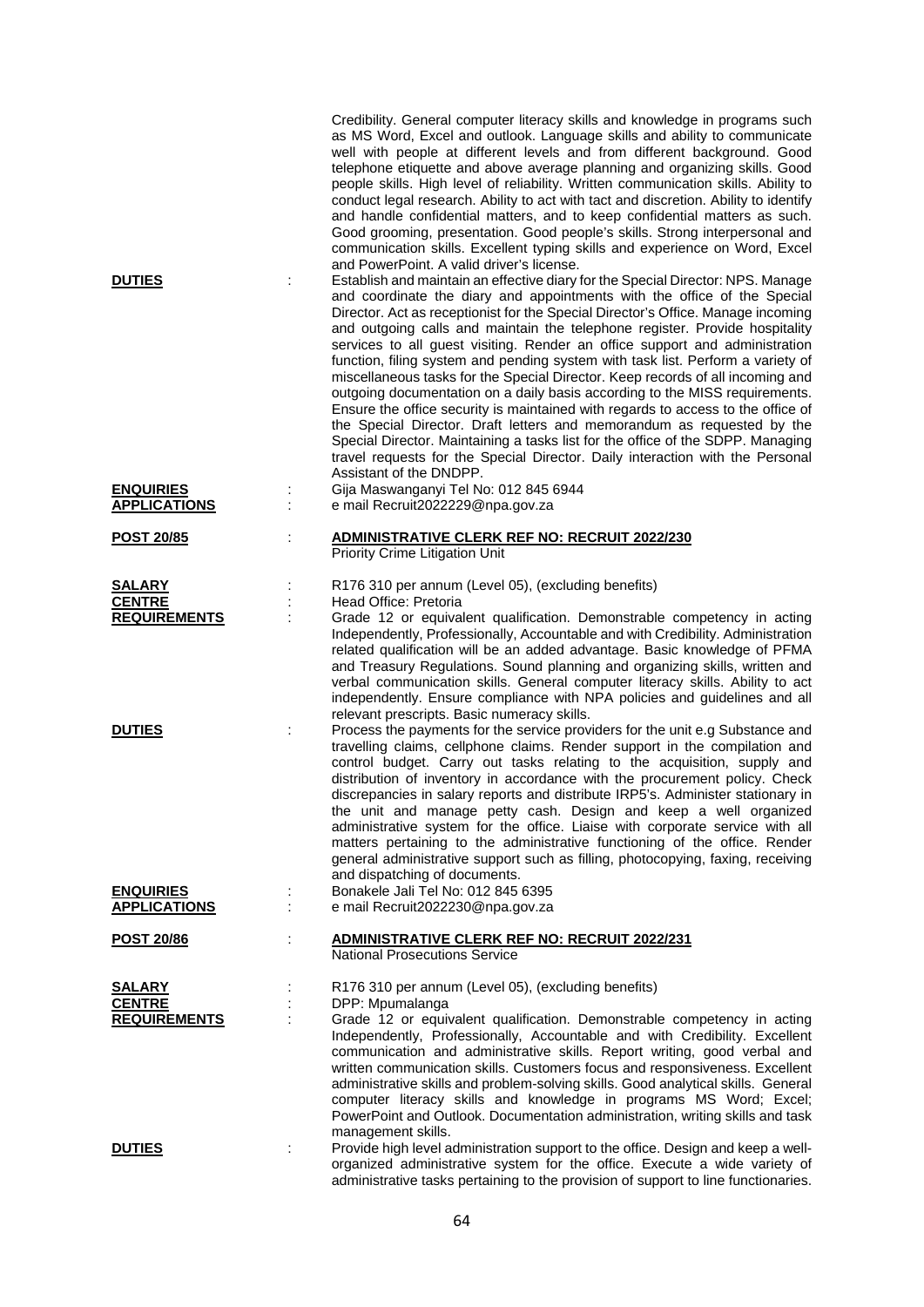Credibility. General computer literacy skills and knowledge in programs such as MS Word, Excel and outlook. Language skills and ability to communicate well with people at different levels and from different background. Good telephone etiquette and above average planning and organizing skills. Good people skills. High level of reliability. Written communication skills. Ability to conduct legal research. Ability to act with tact and discretion. Ability to identify and handle confidential matters, and to keep confidential matters as such. Good grooming, presentation. Good people's skills. Strong interpersonal and communication skills. Excellent typing skills and experience on Word, Excel and PowerPoint. A valid driver's license.

**DUTIES** : Establish and maintain an effective diary for the Special Director: NPS. Manage and coordinate the diary and appointments with the office of the Special Director. Act as receptionist for the Special Director's Office. Manage incoming and outgoing calls and maintain the telephone register. Provide hospitality services to all guest visiting. Render an office support and administration function, filing system and pending system with task list. Perform a variety of miscellaneous tasks for the Special Director. Keep records of all incoming and outgoing documentation on a daily basis according to the MISS requirements. Ensure the office security is maintained with regards to access to the office of the Special Director. Draft letters and memorandum as requested by the Special Director. Maintaining a tasks list for the office of the SDPP. Managing travel requests for the Special Director. Daily interaction with the Personal Assistant of the DNDPP.

**ENQUIRIES** : Gija Maswanganyi Tel No: 012 845 6944

**APPLICATIONS** : e mail Recruit2022229@npa.gov.za

**POST 20/85** : **ADMINISTRATIVE CLERK REF NO: RECRUIT 2022/230**
Priority Crime Litigation Unit

**SALARY** : R176 310 per annum (Level 05), (excluding benefits)

**CENTRE** : Head Office: Pretoria

**REQUIREMENTS** : Grade 12 or equivalent qualification. Demonstrable competency in acting Independently, Professionally, Accountable and with Credibility. Administration related qualification will be an added advantage. Basic knowledge of PFMA and Treasury Regulations. Sound planning and organizing skills, written and verbal communication skills. General computer literacy skills. Ability to act independently. Ensure compliance with NPA policies and guidelines and all relevant prescripts. Basic numeracy skills.

**DUTIES** : Process the payments for the service providers for the unit e.g Substance and travelling claims, cellphone claims. Render support in the compilation and control budget. Carry out tasks relating to the acquisition, supply and distribution of inventory in accordance with the procurement policy. Check discrepancies in salary reports and distribute IRP5's. Administer stationary in the unit and manage petty cash. Design and keep a well organized administrative system for the office. Liaise with corporate service with all matters pertaining to the administrative functioning of the office. Render general administrative support such as filling, photocopying, faxing, receiving and dispatching of documents.

**ENQUIRIES** : Bonakele Jali Tel No: 012 845 6395

**APPLICATIONS** : e mail Recruit2022230@npa.gov.za

**POST 20/86** : **ADMINISTRATIVE CLERK REF NO: RECRUIT 2022/231**
National Prosecutions Service

**SALARY** : R176 310 per annum (Level 05), (excluding benefits)

**CENTRE** : DPP: Mpumalanga

**REQUIREMENTS** : Grade 12 or equivalent qualification. Demonstrable competency in acting Independently, Professionally, Accountable and with Credibility. Excellent communication and administrative skills. Report writing, good verbal and written communication skills. Customers focus and responsiveness. Excellent administrative skills and problem-solving skills. Good analytical skills. General computer literacy skills and knowledge in programs MS Word; Excel; PowerPoint and Outlook. Documentation administration, writing skills and task management skills.

**DUTIES** : Provide high level administration support to the office. Design and keep a well-organized administrative system for the office. Execute a wide variety of administrative tasks pertaining to the provision of support to line functionaries.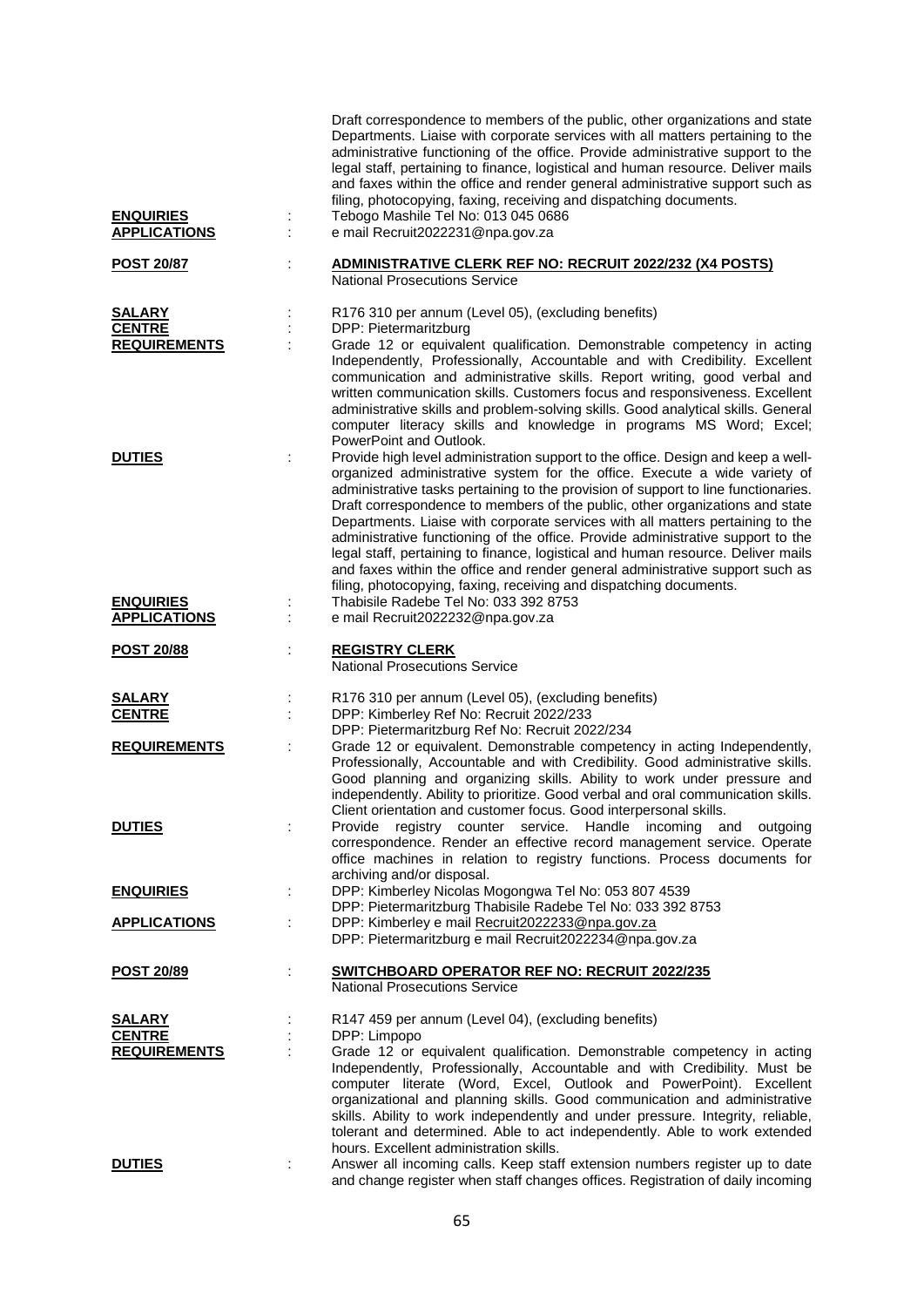Draft correspondence to members of the public, other organizations and state Departments. Liaise with corporate services with all matters pertaining to the administrative functioning of the office. Provide administrative support to the legal staff, pertaining to finance, logistical and human resource. Deliver mails and faxes within the office and render general administrative support such as filing, photocopying, faxing, receiving and dispatching documents.

**ENQUIRIES** : Tebogo Mashile Tel No: 013 045 0686

**APPLICATIONS** : e mail Recruit2022231@npa.gov.za

**POST 20/87** : **ADMINISTRATIVE CLERK REF NO: RECRUIT 2022/232 (X4 POSTS)**
National Prosecutions Service

**SALARY** : R176 310 per annum (Level 05), (excluding benefits)

**CENTRE** : DPP: Pietermaritzburg

**REQUIREMENTS** : Grade 12 or equivalent qualification. Demonstrable competency in acting Independently, Professionally, Accountable and with Credibility. Excellent communication and administrative skills. Report writing, good verbal and written communication skills. Customers focus and responsiveness. Excellent administrative skills and problem-solving skills. Good analytical skills. General computer literacy skills and knowledge in programs MS Word; Excel; PowerPoint and Outlook.

**DUTIES** : Provide high level administration support to the office. Design and keep a well-organized administrative system for the office. Execute a wide variety of administrative tasks pertaining to the provision of support to line functionaries. Draft correspondence to members of the public, other organizations and state Departments. Liaise with corporate services with all matters pertaining to the administrative functioning of the office. Provide administrative support to the legal staff, pertaining to finance, logistical and human resource. Deliver mails and faxes within the office and render general administrative support such as filing, photocopying, faxing, receiving and dispatching documents.

**ENQUIRIES** : Thabisile Radebe Tel No: 033 392 8753

**APPLICATIONS** : e mail Recruit2022232@npa.gov.za

**POST 20/88** : **REGISTRY CLERK**
National Prosecutions Service

**SALARY** : R176 310 per annum (Level 05), (excluding benefits)

**CENTRE** : DPP: Kimberley Ref No: Recruit 2022/233
DPP: Pietermaritzburg Ref No: Recruit 2022/234

**REQUIREMENTS** : Grade 12 or equivalent. Demonstrable competency in acting Independently, Professionally, Accountable and with Credibility. Good administrative skills. Good planning and organizing skills. Ability to work under pressure and independently. Ability to prioritize. Good verbal and oral communication skills. Client orientation and customer focus. Good interpersonal skills.

**DUTIES** : Provide registry counter service. Handle incoming and outgoing correspondence. Render an effective record management service. Operate office machines in relation to registry functions. Process documents for archiving and/or disposal.

**ENQUIRIES** : DPP: Kimberley Nicolas Mogongwa Tel No: 053 807 4539
DPP: Pietermaritzburg Thabisile Radebe Tel No: 033 392 8753

**APPLICATIONS** : DPP: Kimberley e mail Recruit2022233@npa.gov.za
DPP: Pietermaritzburg e mail Recruit2022234@npa.gov.za

**POST 20/89** : **SWITCHBOARD OPERATOR REF NO: RECRUIT 2022/235**
National Prosecutions Service

**SALARY** : R147 459 per annum (Level 04), (excluding benefits)

**CENTRE** : DPP: Limpopo

**REQUIREMENTS** : Grade 12 or equivalent qualification. Demonstrable competency in acting Independently, Professionally, Accountable and with Credibility. Must be computer literate (Word, Excel, Outlook and PowerPoint). Excellent organizational and planning skills. Good communication and administrative skills. Ability to work independently and under pressure. Integrity, reliable, tolerant and determined. Able to act independently. Able to work extended hours. Excellent administration skills.

**DUTIES** : Answer all incoming calls. Keep staff extension numbers register up to date and change register when staff changes offices. Registration of daily incoming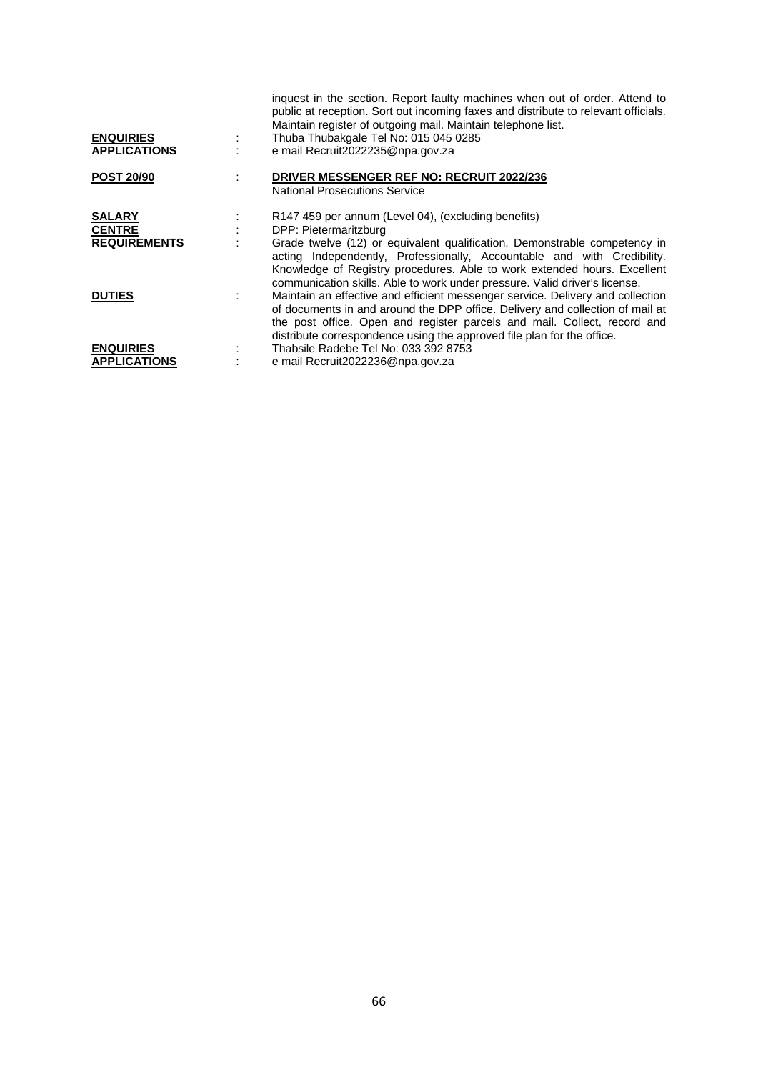inquest in the section. Report faulty machines when out of order. Attend to public at reception. Sort out incoming faxes and distribute to relevant officials. Maintain register of outgoing mail. Maintain telephone list.

**ENQUIRIES** : Thuba Thubakgale Tel No: 015 045 0285

**APPLICATIONS** : e mail Recruit2022235@npa.gov.za

**POST 20/90** : **DRIVER MESSENGER REF NO: RECRUIT 2022/236**

National Prosecutions Service

**SALARY** : R147 459 per annum (Level 04), (excluding benefits)

**CENTRE** : DPP: Pietermaritzburg

**REQUIREMENTS** : Grade twelve (12) or equivalent qualification. Demonstrable competency in acting Independently, Professionally, Accountable and with Credibility. Knowledge of Registry procedures. Able to work extended hours. Excellent communication skills. Able to work under pressure. Valid driver's license.

**DUTIES** : Maintain an effective and efficient messenger service. Delivery and collection of documents in and around the DPP office. Delivery and collection of mail at the post office. Open and register parcels and mail. Collect, record and distribute correspondence using the approved file plan for the office.

**ENQUIRIES** : Thabsile Radebe Tel No: 033 392 8753

**APPLICATIONS** : e mail Recruit2022236@npa.gov.za